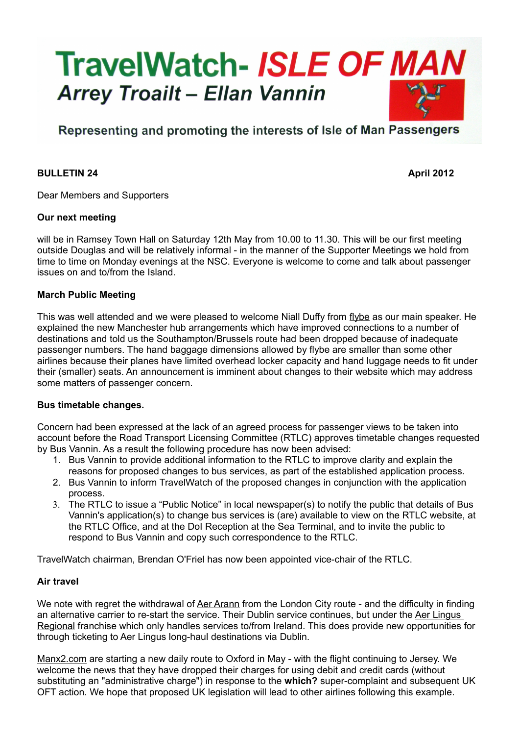# TravelWatch- *ISLE OF MAN*

## *Arrey Troailt – Ellan Vannin*

**Representing and promoting the interests of Isle of Man Passengers**

**BULLETIN 24** **April 2012**

Dear Members and Supporters

**Our next meeting**

will be in Ramsey Town Hall on Saturday 12th May from 10.00 to 11.30. This will be our first meeting outside Douglas and will be relatively informal - in the manner of the Supporter Meetings we hold from time to time on Monday evenings at the NSC. Everyone is welcome to come and talk about passenger issues on and to/from the Island.

**March Public Meeting**

This was well attended and we were pleased to welcome Niall Duffy from flybe as our main speaker. He explained the new Manchester hub arrangements which have improved connections to a number of destinations and told us the Southampton/Brussels route had been dropped because of inadequate passenger numbers. The hand baggage dimensions allowed by flybe are smaller than some other airlines because their planes have limited overhead locker capacity and hand luggage needs to fit under their (smaller) seats. An announcement is imminent about changes to their website which may address some matters of passenger concern.

**Bus timetable changes.**

Concern had been expressed at the lack of an agreed process for passenger views to be taken into account before the Road Transport Licensing Committee (RTLC) approves timetable changes requested by Bus Vannin. As a result the following procedure has now been advised:

1. Bus Vannin to provide additional information to the RTLC to improve clarity and explain the reasons for proposed changes to bus services, as part of the established application process.
2. Bus Vannin to inform TravelWatch of the proposed changes in conjunction with the application process.
3. The RTLC to issue a "Public Notice" in local newspaper(s) to notify the public that details of Bus Vannin's application(s) to change bus services is (are) available to view on the RTLC website, at the RTLC Office, and at the DoI Reception at the Sea Terminal, and to invite the public to respond to Bus Vannin and copy such correspondence to the RTLC.

TravelWatch chairman, Brendan O'Friel has now been appointed vice-chair of the RTLC.

**Air travel**

We note with regret the withdrawal of Aer Arann from the London City route - and the difficulty in finding an alternative carrier to re-start the service. Their Dublin service continues, but under the Aer Lingus Regional franchise which only handles services to/from Ireland. This does provide new opportunities for through ticketing to Aer Lingus long-haul destinations via Dublin.

Manx2.com are starting a new daily route to Oxford in May - with the flight continuing to Jersey. We welcome the news that they have dropped their charges for using debit and credit cards (without substituting an "administrative charge") in response to the **which?** super-complaint and subsequent UK OFT action. We hope that proposed UK legislation will lead to other airlines following this example.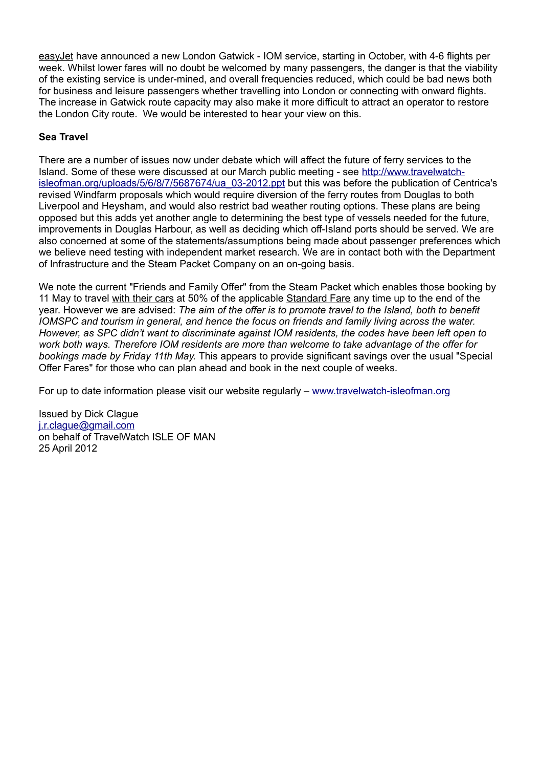easyJet have announced a new London Gatwick - IOM service, starting in October, with 4-6 flights per week. Whilst lower fares will no doubt be welcomed by many passengers, the danger is that the viability of the existing service is under-mined, and overall frequencies reduced, which could be bad news both for business and leisure passengers whether travelling into London or connecting with onward flights. The increase in Gatwick route capacity may also make it more difficult to attract an operator to restore the London City route. We would be interested to hear your view on this.

**Sea Travel**

There are a number of issues now under debate which will affect the future of ferry services to the Island. Some of these were discussed at our March public meeting - see http://www.travelwatch-isleofman.org/uploads/5/6/8/7/5687674/ua_03-2012.ppt but this was before the publication of Centrica's revised Windfarm proposals which would require diversion of the ferry routes from Douglas to both Liverpool and Heysham, and would also restrict bad weather routing options. These plans are being opposed but this adds yet another angle to determining the best type of vessels needed for the future, improvements in Douglas Harbour, as well as deciding which off-Island ports should be served. We are also concerned at some of the statements/assumptions being made about passenger preferences which we believe need testing with independent market research. We are in contact both with the Department of Infrastructure and the Steam Packet Company on an on-going basis.

We note the current "Friends and Family Offer" from the Steam Packet which enables those booking by 11 May to travel with their cars at 50% of the applicable Standard Fare any time up to the end of the year. However we are advised: *The aim of the offer is to promote travel to the Island, both to benefit IOMSPC and tourism in general, and hence the focus on friends and family living across the water. However, as SPC didn't want to discriminate against IOM residents, the codes have been left open to work both ways. Therefore IOM residents are more than welcome to take advantage of the offer for bookings made by Friday 11th May.* This appears to provide significant savings over the usual "Special Offer Fares" for those who can plan ahead and book in the next couple of weeks.

For up to date information please visit our website regularly – www.travelwatch-isleofman.org

Issued by Dick Clague
j.r.clague@gmail.com
on behalf of TravelWatch ISLE OF MAN
25 April 2012